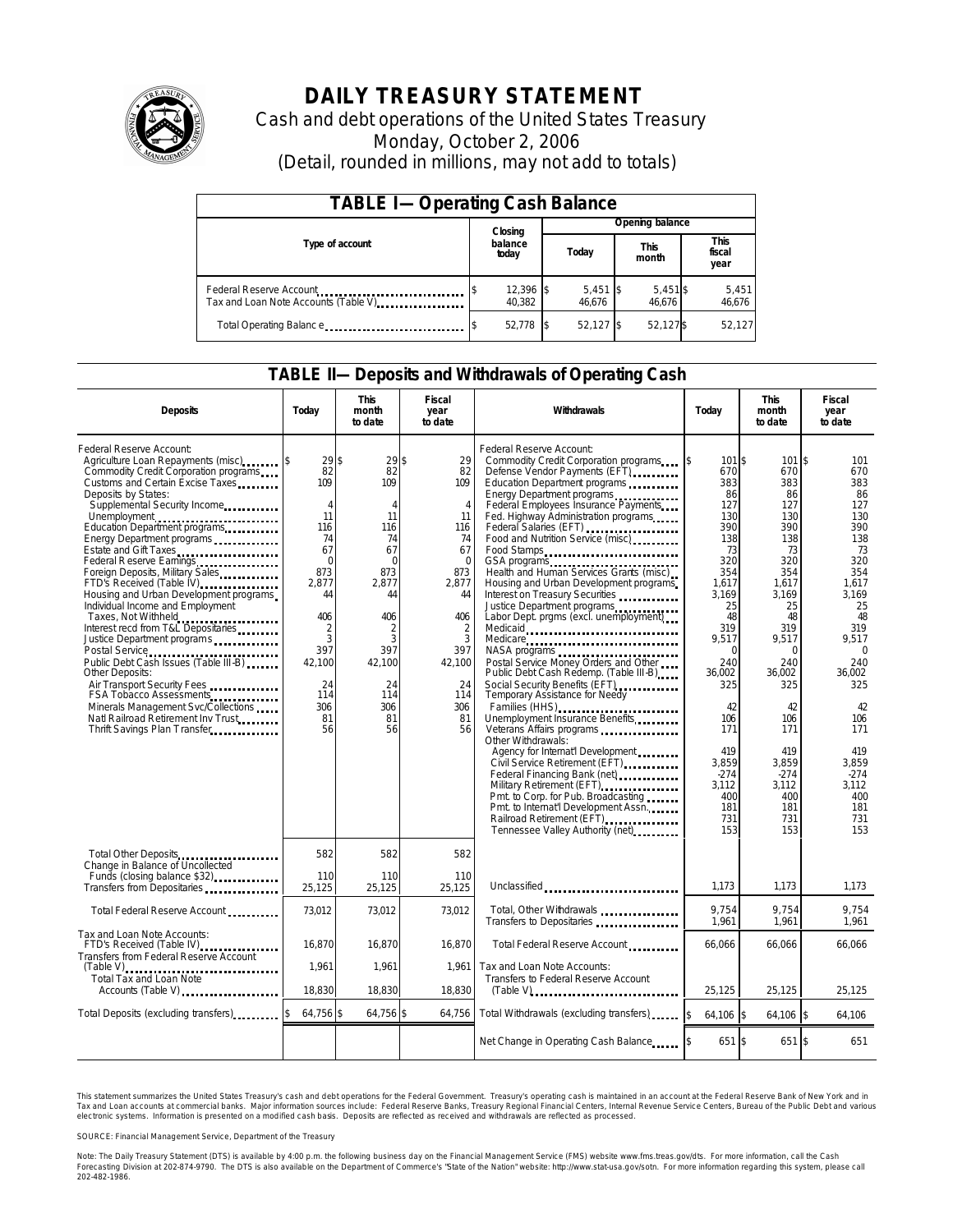# DAILY TREASURY STATEMENT

Cash and debt operations of the United States Treasury

Monday, October 2, 2006

(Detail, rounded in millions, may not add to totals)

## TABLE I—Operating Cash Balance

| Type of account | Closing balance today | Opening balance Today | Opening balance This month | Opening balance This fiscal year |
|---|---|---|---|---|
| Federal Reserve Account | $ 12,396 | $ 5,451 | $ 5,451 | $ 5,451 |
| Tax and Loan Note Accounts (Table V) | 40,382 | 46,676 | 46,676 | 46,676 |
| Total Operating Balance | $ 52,778 | $ 52,127 | $ 52,127 | $ 52,127 |

## TABLE II—Deposits and Withdrawals of Operating Cash

| Deposits | Today | This month to date | Fiscal year to date |
|---|---|---|---|
| Federal Reserve Account: | | | |
| Agriculture Loan Repayments (misc) | $ 29 | $ 29 | $ 29 |
| Commodity Credit Corporation programs | 82 | 82 | 82 |
| Customs and Certain Excise Taxes | 109 | 109 | 109 |
| Deposits by States: | | | |
| Supplemental Security Income | 4 | 4 | 4 |
| Unemployment | 11 | 11 | 11 |
| Education Department programs | 116 | 116 | 116 |
| Energy Department programs | 74 | 74 | 74 |
| Estate and Gift Taxes | 67 | 67 | 67 |
| Federal Reserve Earnings | 0 | 0 | 0 |
| Foreign Deposits, Military Sales | 873 | 873 | 873 |
| FTD's Received (Table IV) | 2,877 | 2,877 | 2,877 |
| Housing and Urban Development programs | 44 | 44 | 44 |
| Individual Income and Employment Taxes, Not Withheld | 406 | 406 | 406 |
| Interest recd from T&L Depositaries | 2 | 2 | 2 |
| Justice Department programs | 3 | 3 | 3 |
| Postal Service | 397 | 397 | 397 |
| Public Debt Cash Issues (Table III-B) | 42,100 | 42,100 | 42,100 |
| Other Deposits: | | | |
| Air Transport Security Fees | 24 | 24 | 24 |
| FSA Tobacco Assessments | 114 | 114 | 114 |
| Minerals Management Svc/Collections | 306 | 306 | 306 |
| Natl Railroad Retirement Inv Trust | 81 | 81 | 81 |
| Thrift Savings Plan Transfer | 56 | 56 | 56 |
| Total Other Deposits | 582 | 582 | 582 |
| Change in Balance of Uncollected Funds (closing balance $32) | 110 | 110 | 110 |
| Transfers from Depositaries | 25,125 | 25,125 | 25,125 |
| Total Federal Reserve Account | 73,012 | 73,012 | 73,012 |
| Tax and Loan Note Accounts: | | | |
| FTD's Received (Table IV) | 16,870 | 16,870 | 16,870 |
| Transfers from Federal Reserve Account (Table V) | 1,961 | 1,961 | 1,961 |
| Total Tax and Loan Note Accounts (Table V) | 18,830 | 18,830 | 18,830 |
| Total Deposits (excluding transfers) | $ 64,756 | $ 64,756 | $ 64,756 |

| Withdrawals | Today | This month to date | Fiscal year to date |
|---|---|---|---|
| Federal Reserve Account: | | | |
| Commodity Credit Corporation programs | $ 101 | $ 101 | $ 101 |
| Defense Vendor Payments (EFT) | 670 | 670 | 670 |
| Education Department programs | 383 | 383 | 383 |
| Energy Department programs | 86 | 86 | 86 |
| Federal Employees Insurance Payments | 127 | 127 | 127 |
| Fed. Highway Administration programs | 130 | 130 | 130 |
| Federal Salaries (EFT) | 390 | 390 | 390 |
| Food and Nutrition Service (misc) | 138 | 138 | 138 |
| Food Stamps | 73 | 73 | 73 |
| GSA programs | 320 | 320 | 320 |
| Health and Human Services Grants (misc) | 354 | 354 | 354 |
| Housing and Urban Development programs | 1,617 | 1,617 | 1,617 |
| Interest on Treasury Securities | 3,169 | 3,169 | 3,169 |
| Justice Department programs | 25 | 25 | 25 |
| Labor Dept. prgms (excl. unemployment) | 48 | 48 | 48 |
| Medicaid | 319 | 319 | 319 |
| Medicare | 9,517 | 9,517 | 9,517 |
| NASA programs | 0 | 0 | 0 |
| Postal Service Money Orders and Other | 240 | 240 | 240 |
| Public Debt Cash Redemp. (Table III-B) | 36,002 | 36,002 | 36,002 |
| Social Security Benefits (EFT) | 325 | 325 | 325 |
| Temporary Assistance for Needy Families (HHS) | 42 | 42 | 42 |
| Unemployment Insurance Benefits | 106 | 106 | 106 |
| Veterans Affairs programs | 171 | 171 | 171 |
| Other Withdrawals: | | | |
| Agency for Internat'l Development | 419 | 419 | 419 |
| Civil Service Retirement (EFT) | 3,859 | 3,859 | 3,859 |
| Federal Financing Bank (net) | -274 | -274 | -274 |
| Military Retirement (EFT) | 3,112 | 3,112 | 3,112 |
| Pmt. to Corp. for Pub. Broadcasting | 400 | 400 | 400 |
| Pmt. to Internat'l Development Assn. | 181 | 181 | 181 |
| Railroad Retirement (EFT) | 731 | 731 | 731 |
| Tennessee Valley Authority (net) | 153 | 153 | 153 |
| Unclassified | 1,173 | 1,173 | 1,173 |
| Total, Other Withdrawals | 9,754 | 9,754 | 9,754 |
| Transfers to Depositaries | 1,961 | 1,961 | 1,961 |
| Total Federal Reserve Account | 66,066 | 66,066 | 66,066 |
| Tax and Loan Note Accounts: | | | |
| Transfers to Federal Reserve Account (Table V) | 25,125 | 25,125 | 25,125 |
| Total Withdrawals (excluding transfers) | $ 64,106 | $ 64,106 | $ 64,106 |
| Net Change in Operating Cash Balance | $ 651 | $ 651 | $ 651 |

This statement summarizes the United States Treasury's cash and debt operations for the Federal Government. Treasury's operating cash is maintained in an account at the Federal Reserve Bank of New York and in Tax and Loan accounts at commercial banks. Major information sources include: Federal Reserve Banks, Treasury Regional Financial Centers, Internal Revenue Service Centers, Bureau of the Public Debt and various electronic systems. Information is presented on a modified cash basis. Deposits are reflected as received and withdrawals are reflected as processed.

SOURCE: Financial Management Service, Department of the Treasury

Note: The Daily Treasury Statement (DTS) is available by 4:00 p.m. the following business day on the Financial Management Service (FMS) website www.fms.treas.gov/dts. For more information, call the Cash Forecasting Division at 202-874-9790. The DTS is also available on the Department of Commerce's "State of the Nation" website: http://www.stat-usa.gov/sotn. For more information regarding this system, please call 202-482-1986.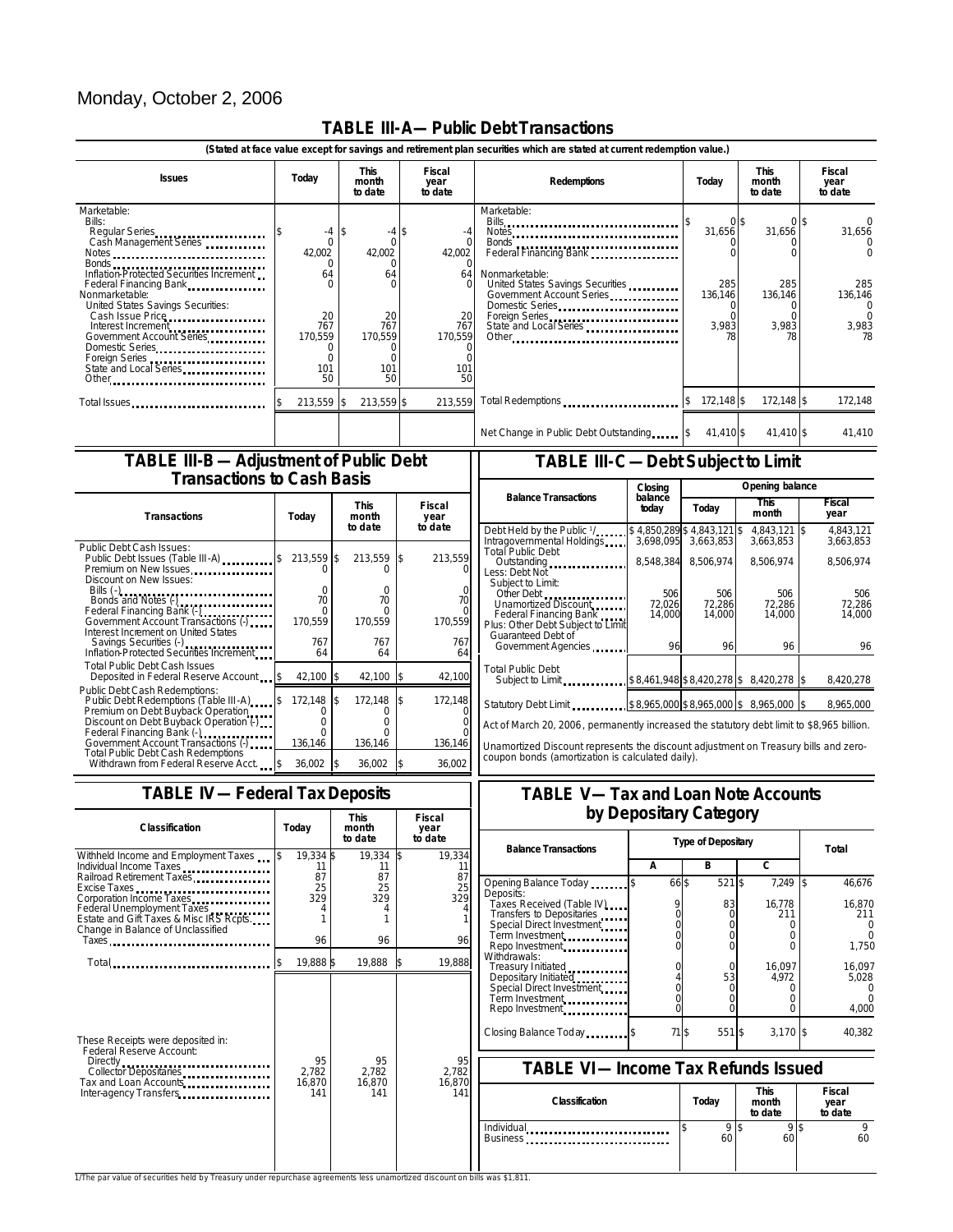Monday, October 2, 2006

## TABLE III-A— Public Debt Transactions

(Stated at face value except for savings and retirement plan securities which are stated at current redemption value.)

| Issues | Today | This month to date | Fiscal year to date | Redemptions | Today | This month to date | Fiscal year to date |
|---|---|---|---|---|---|---|---|
| Marketable: | | | | Marketable: | | | |
| Bills: | | | | Bills | $ 0 | $ 0 | $ 0 |
| Regular Series | $ -4 | $ -4 | $ -4 | Notes | 31,656 | 31,656 | 31,656 |
| Cash Management Series | 0 | 0 | 0 | Bonds | 0 | 0 | 0 |
| Notes | 42,002 | 42,002 | 42,002 | Federal Financing Bank | 0 | 0 | 0 |
| Bonds | 0 | 0 | 0 | | | | |
| Inflation-Protected Securities Increment | 64 | 64 | 64 | Nonmarketable: | | | |
| Federal Financing Bank | 0 | 0 | 0 | United States Savings Securities | 285 | 285 | 285 |
| Nonmarketable: | | | | Government Account Series | 136,146 | 136,146 | 136,146 |
| United States Savings Securities: | | | | Domestic Series | 0 | 0 | 0 |
| Cash Issue Price | 20 | 20 | 20 | Foreign Series | 0 | 0 | 0 |
| Interest Increment | 767 | 767 | 767 | State and Local Series | 3,983 | 3,983 | 3,983 |
| Government Account Series | 170,559 | 170,559 | 170,559 | Other | 78 | 78 | 78 |
| Domestic Series | 0 | 0 | 0 | | | | |
| Foreign Series | 0 | 0 | 0 | | | | |
| State and Local Series | 101 | 101 | 101 | | | | |
| Other | 50 | 50 | 50 | | | | |
| Total Issues | $ 213,559 | $ 213,559 | $ 213,559 | Total Redemptions | $ 172,148 | $ 172,148 | $ 172,148 |
| | | | | Net Change in Public Debt Outstanding | $ 41,410 | $ 41,410 | $ 41,410 |

## TABLE III-B — Adjustment of Public Debt Transactions to Cash Basis

| Transactions | Today | This month to date | Fiscal year to date |
|---|---|---|---|
| Public Debt Cash Issues: | | | |
| Public Debt Issues (Table III-A) | $ 213,559 | $ 213,559 | $ 213,559 |
| Premium on New Issues | 0 | 0 | 0 |
| Discount on New Issues: | | | |
| Bills (-) | 0 | 0 | 0 |
| Bonds and Notes (-) | 70 | 70 | 70 |
| Federal Financing Bank (-) | 0 | 0 | 0 |
| Government Account Transactions (-) | 170,559 | 170,559 | 170,559 |
| Interest Increment on United States Savings Securities (-) | 767 | 767 | 767 |
| Inflation-Protected Securities Increment | 64 | 64 | 64 |
| Total Public Debt Cash Issues Deposited in Federal Reserve Account | $ 42,100 | $ 42,100 | $ 42,100 |
| Public Debt Cash Redemptions: | | | |
| Public Debt Redemptions (Table III-A) | $ 172,148 | $ 172,148 | $ 172,148 |
| Premium on Debt Buyback Operation | 0 | 0 | 0 |
| Discount on Debt Buyback Operation (-) | 0 | 0 | 0 |
| Federal Financing Bank (-) | 0 | 0 | 0 |
| Government Account Transactions (-) | 136,146 | 136,146 | 136,146 |
| Total Public Debt Cash Redemptions Withdrawn from Federal Reserve Acct. | $ 36,002 | $ 36,002 | $ 36,002 |

## TABLE III-C — Debt Subject to Limit

| Balance Transactions | Closing balance today | Opening balance Today | Opening balance This month | Opening balance Fiscal year |
|---|---|---|---|---|
| Debt Held by the Public [1] | $ 4,850,289 | $ 4,843,121 | $ 4,843,121 | $ 4,843,121 |
| Intragovernmental Holdings | 3,698,095 | 3,663,853 | 3,663,853 | 3,663,853 |
| Total Public Debt Outstanding | 8,548,384 | 8,506,974 | 8,506,974 | 8,506,974 |
| Less: Debt Not Subject to Limit: | | | | |
| Other Debt | 506 | 506 | 506 | 506 |
| Unamortized Discount | 72,026 | 72,286 | 72,286 | 72,286 |
| Federal Financing Bank | 14,000 | 14,000 | 14,000 | 14,000 |
| Plus: Other Debt Subject to Limit | | | | |
| Guaranteed Debt of Government Agencies | 96 | 96 | 96 | 96 |
| Total Public Debt Subject to Limit | $ 8,461,948 | $ 8,420,278 | $ 8,420,278 | $ 8,420,278 |
| Statutory Debt Limit | $ 8,965,000 | $ 8,965,000 | $ 8,965,000 | $ 8,965,000 |

Act of March 20, 2006, permanently increased the statutory debt limit to $8,965 billion.

Unamortized Discount represents the discount adjustment on Treasury bills and zero-coupon bonds (amortization is calculated daily).

## TABLE IV — Federal Tax Deposits

| Classification | Today | This month to date | Fiscal year to date |
|---|---|---|---|
| Withheld Income and Employment Taxes | $ 19,334 | $ 19,334 | $ 19,334 |
| Individual Income Taxes | 11 | 11 | 11 |
| Railroad Retirement Taxes | 87 | 87 | 87 |
| Excise Taxes | 25 | 25 | 25 |
| Corporation Income Taxes | 329 | 329 | 329 |
| Federal Unemployment Taxes | 4 | 4 | 4 |
| Estate and Gift Taxes & Misc IRS Rcpts. | 1 | 1 | 1 |
| Change in Balance of Unclassified Taxes | 96 | 96 | 96 |
| Total | $ 19,888 | $ 19,888 | $ 19,888 |
| These Receipts were deposited in: | | | |
| Federal Reserve Account: | | | |
| Directly | 95 | 95 | 95 |
| Collector Depositaries | 2,782 | 2,782 | 2,782 |
| Tax and Loan Accounts | 16,870 | 16,870 | 16,870 |
| Inter-agency Transfers | 141 | 141 | 141 |

## TABLE V— Tax and Loan Note Accounts by Depositary Category

| Balance Transactions | Type of Depositary A | Type of Depositary B | Type of Depositary C | Total |
|---|---|---|---|---|
| Opening Balance Today | $ 66 | $ 521 | $ 7,249 | $ 46,676 |
| Deposits: | | | | |
| Taxes Received (Table IV) | 9 | 83 | 16,778 | 16,870 |
| Transfers to Depositaries | 0 | 0 | 211 | 211 |
| Special Direct Investment | 0 | 0 | 0 | 0 |
| Term Investment | 0 | 0 | 0 | 0 |
| Repo Investment | 0 | 0 | 0 | 1,750 |
| Withdrawals: | | | | |
| Treasury Initiated | 0 | 0 | 16,097 | 16,097 |
| Depositary Initiated | 4 | 53 | 4,972 | 5,028 |
| Special Direct Investment | 0 | 0 | 0 | 0 |
| Term Investment | 0 | 0 | 0 | 0 |
| Repo Investment | 0 | 0 | 0 | 4,000 |
| Closing Balance Today | $ 71 | $ 551 | $ 3,170 | $ 40,382 |

## TABLE VI— Income Tax Refunds Issued

| Classification | Today | This month to date | Fiscal year to date |
|---|---|---|---|
| Individual | $ 9 | $ 9 | $ 9 |
| Business | 60 | 60 | 60 |

1/The par value of securities held by Treasury under repurchase agreements less unamortized discount on bills was $1,811.